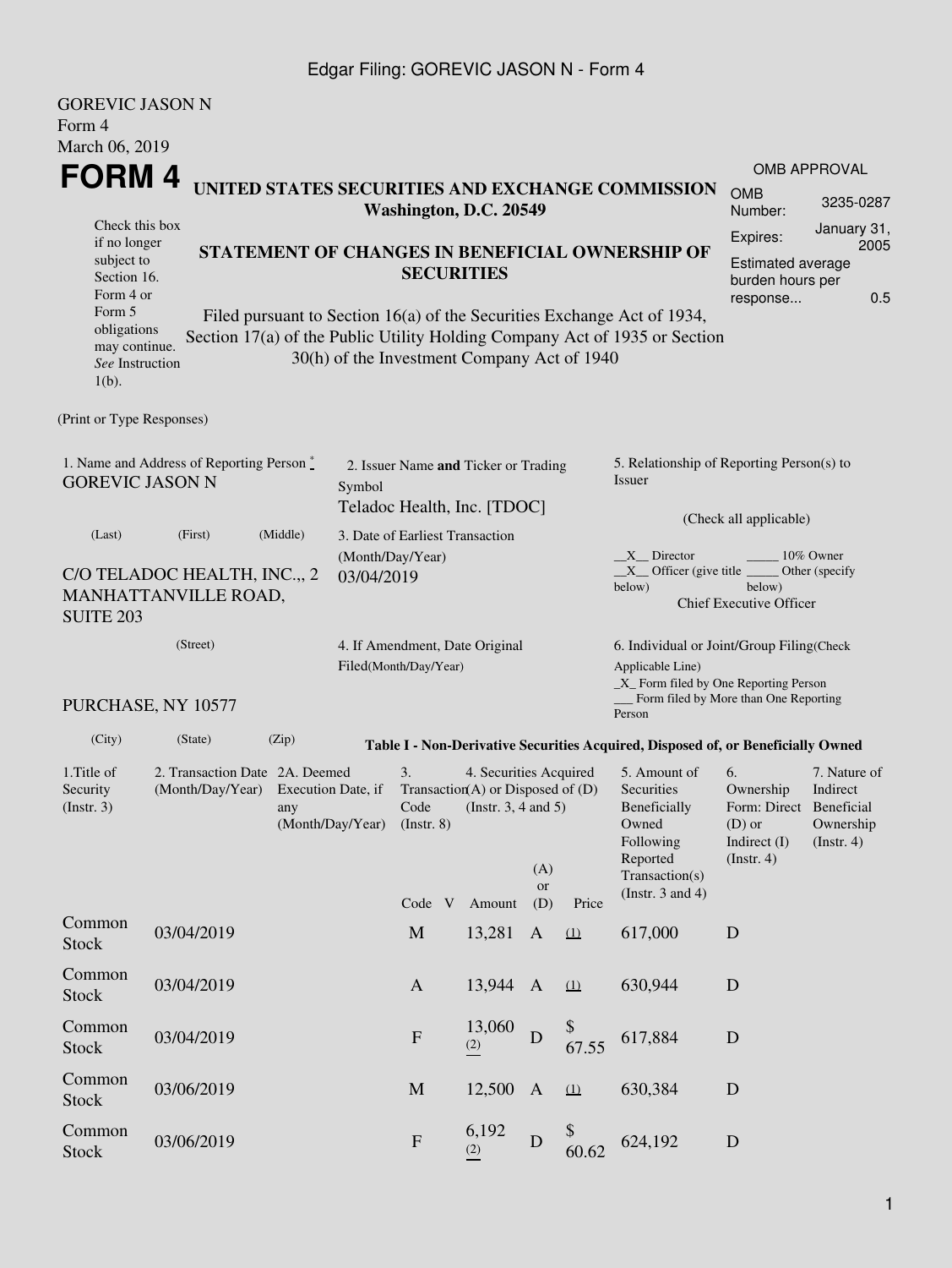GOREVIC JASON N
Form 4
March 06, 2019

# FORM 4

**UNITED STATES SECURITIES AND EXCHANGE COMMISSION**
**Washington, D.C. 20549**

**STATEMENT OF CHANGES IN BENEFICIAL OWNERSHIP OF SECURITIES**

Check this box if no longer subject to Section 16. Form 4 or Form 5 obligations may continue. *See* Instruction 1(b).

Filed pursuant to Section 16(a) of the Securities Exchange Act of 1934, Section 17(a) of the Public Utility Holding Company Act of 1935 or Section 30(h) of the Investment Company Act of 1940

OMB APPROVAL
OMB Number: 3235-0287
Expires: January 31, 2005
Estimated average burden hours per response... 0.5

(Print or Type Responses)

1. Name and Address of Reporting Person *
GOREVIC JASON N

(Last) (First) (Middle)

C/O TELADOC HEALTH, INC.,, 2 MANHATTANVILLE ROAD, SUITE 203

(Street)

PURCHASE, NY 10577

(City) (State) (Zip)

2. Issuer Name **and** Ticker or Trading Symbol
Teladoc Health, Inc. [TDOC]

3. Date of Earliest Transaction (Month/Day/Year)
03/04/2019

4. If Amendment, Date Original Filed(Month/Day/Year)

5. Relationship of Reporting Person(s) to Issuer

(Check all applicable)

\_\_X\_\_ Director \_\_\_\_\_ 10% Owner
\_\_X\_\_ Officer (give title below) \_\_\_\_\_ Other (specify below)
Chief Executive Officer

6. Individual or Joint/Group Filing(Check Applicable Line)
\_X\_ Form filed by One Reporting Person
\_\_\_ Form filed by More than One Reporting Person

**Table I - Non-Derivative Securities Acquired, Disposed of, or Beneficially Owned**

| 1.Title of Security (Instr. 3) | 2. Transaction Date (Month/Day/Year) | 2A. Deemed Execution Date, if any (Month/Day/Year) | 3. Transaction Code (Instr. 8) | | 4. Securities Acquired (A) or Disposed of (D) (Instr. 3, 4 and 5) | | | 5. Amount of Securities Beneficially Owned Following Reported Transaction(s) (Instr. 3 and 4) | 6. Ownership Form: Direct (D) or Indirect (I) (Instr. 4) | 7. Nature of Indirect Beneficial Ownership (Instr. 4) |
|---|---|---|---|---|---|---|---|---|---|---|
| | | | Code | V | Amount | (A) or (D) | Price | | | |
| Common Stock | 03/04/2019 | | M | | 13,281 | A | (1) | 617,000 | D | |
| Common Stock | 03/04/2019 | | A | | 13,944 | A | (1) | 630,944 | D | |
| Common Stock | 03/04/2019 | | F | | 13,060 (2) | D | $ 67.55 | 617,884 | D | |
| Common Stock | 03/06/2019 | | M | | 12,500 | A | (1) | 630,384 | D | |
| Common Stock | 03/06/2019 | | F | | 6,192 (2) | D | $ 60.62 | 624,192 | D | |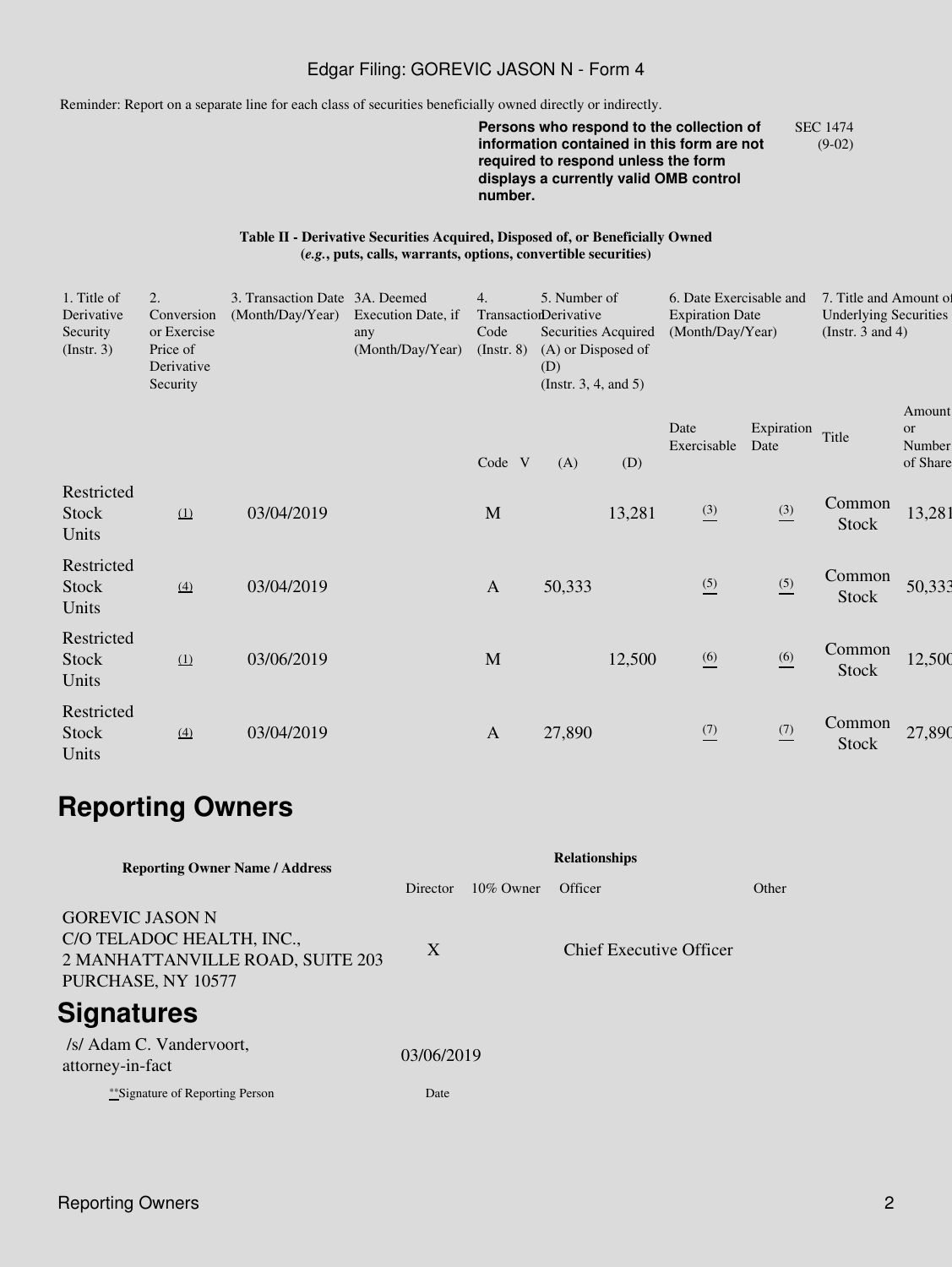Reminder: Report on a separate line for each class of securities beneficially owned directly or indirectly.

**Persons who respond to the collection of information contained in this form are not required to respond unless the form displays a currently valid OMB control number.**

SEC 1474 (9-02)

**Table II - Derivative Securities Acquired, Disposed of, or Beneficially Owned**
**(*e.g.*, puts, calls, warrants, options, convertible securities)**

| 1. Title of Derivative Security (Instr. 3) | 2. Conversion or Exercise Price of Derivative Security | 3. Transaction Date (Month/Day/Year) | 3A. Deemed Execution Date, if any (Month/Day/Year) | 4. Transaction Code (Instr. 8) | | 5. Number of Derivative Securities Acquired (A) or Disposed of (D) (Instr. 3, 4, and 5) | | 6. Date Exercisable and Expiration Date (Month/Day/Year) | | 7. Title and Amount of Underlying Securities (Instr. 3 and 4) | |
|---|---|---|---|---|---|---|---|---|---|---|---|
| | | | | Code | V | (A) | (D) | Date Exercisable | Expiration Date | Title | Amount or Number of Shares |
| Restricted Stock Units | (1) | 03/04/2019 | | M | | | 13,281 | (3) | (3) | Common Stock | 13,281 |
| Restricted Stock Units | (4) | 03/04/2019 | | A | | 50,333 | | (5) | (5) | Common Stock | 50,333 |
| Restricted Stock Units | (1) | 03/06/2019 | | M | | | 12,500 | (6) | (6) | Common Stock | 12,500 |
| Restricted Stock Units | (4) | 03/04/2019 | | A | | 27,890 | | (7) | (7) | Common Stock | 27,890 |

# Reporting Owners

| Reporting Owner Name / Address | Relationships | | | |
|---|---|---|---|---|
| | Director | 10% Owner | Officer | Other |
| GOREVIC JASON N<br>C/O TELADOC HEALTH, INC.,<br>2 MANHATTANVILLE ROAD, SUITE 203<br>PURCHASE, NY 10577 | X | | Chief Executive Officer | |

# Signatures

| /s/ Adam C. Vandervoort, attorney-in-fact | 03/06/2019 |
|---|---|
| **Signature of Reporting Person | Date |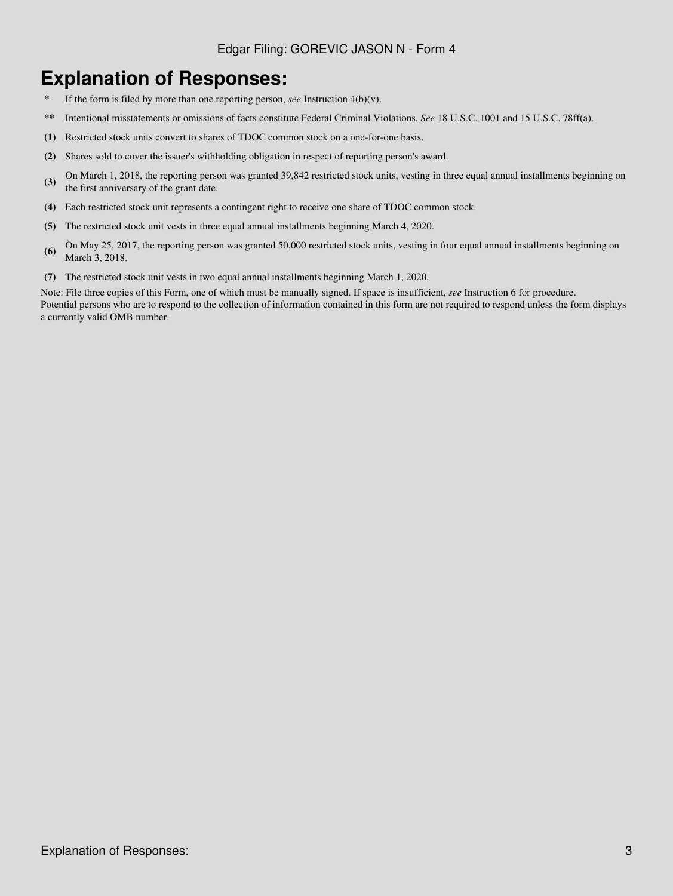# Explanation of Responses:

\* If the form is filed by more than one reporting person, *see* Instruction 4(b)(v).

\*\* Intentional misstatements or omissions of facts constitute Federal Criminal Violations. *See* 18 U.S.C. 1001 and 15 U.S.C. 78ff(a).

**(1)** Restricted stock units convert to shares of TDOC common stock on a one-for-one basis.

**(2)** Shares sold to cover the issuer's withholding obligation in respect of reporting person's award.

**(3)** On March 1, 2018, the reporting person was granted 39,842 restricted stock units, vesting in three equal annual installments beginning on the first anniversary of the grant date.

**(4)** Each restricted stock unit represents a contingent right to receive one share of TDOC common stock.

**(5)** The restricted stock unit vests in three equal annual installments beginning March 4, 2020.

**(6)** On May 25, 2017, the reporting person was granted 50,000 restricted stock units, vesting in four equal annual installments beginning on March 3, 2018.

**(7)** The restricted stock unit vests in two equal annual installments beginning March 1, 2020.

Note: File three copies of this Form, one of which must be manually signed. If space is insufficient, *see* Instruction 6 for procedure.
Potential persons who are to respond to the collection of information contained in this form are not required to respond unless the form displays a currently valid OMB number.